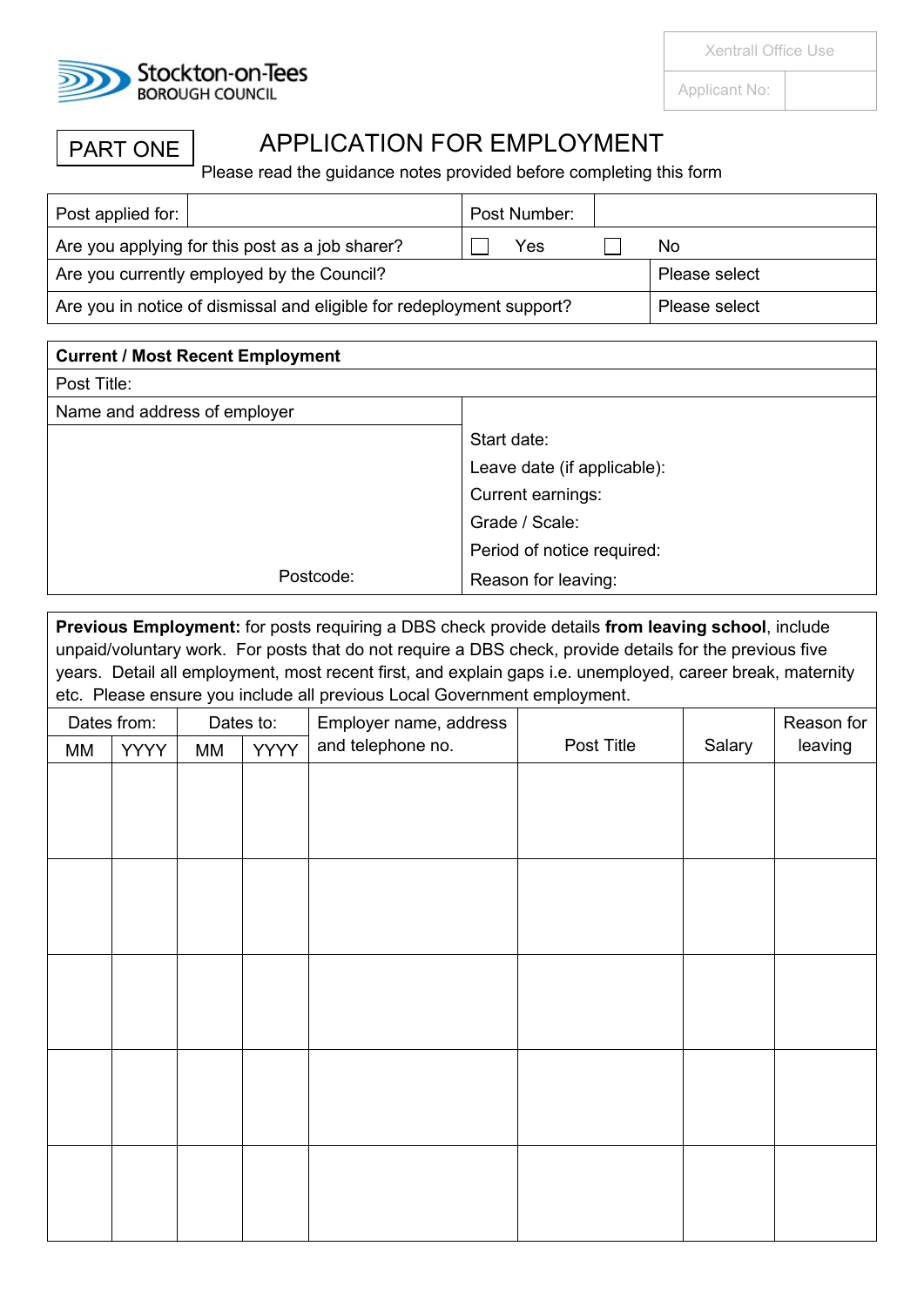Stockton-on-Tees
BOROUGH COUNCIL

| Xentrall Office Use | |
|---|---|
| Applicant No: | |

PART ONE

# APPLICATION FOR EMPLOYMENT

Please read the guidance notes provided before completing this form

| | | | |
|---|---|---|---|
| Post applied for: | | Post Number: | |
| Are you applying for this post as a job sharer? | | ☐ Yes | ☐ No |
| Are you currently employed by the Council? | | | Please select |
| Are you in notice of dismissal and eligible for redeployment support? | | | Please select |

| **Current / Most Recent Employment** | |
|---|---|
| Post Title: | |
| Name and address of employer | Start date: |
| | Leave date (if applicable): |
| | Current earnings: |
| | Grade / Scale: |
| | Period of notice required: |
| Postcode: | Reason for leaving: |

**Previous Employment:** for posts requiring a DBS check provide details **from leaving school**, include unpaid/voluntary work. For posts that do not require a DBS check, provide details for the previous five years. Detail all employment, most recent first, and explain gaps i.e. unemployed, career break, maternity etc. Please ensure you include all previous Local Government employment.

| Dates from: | | Dates to: | | Employer name, address and telephone no. | Post Title | Salary | Reason for leaving |
|---|---|---|---|---|---|---|---|
| MM | YYYY | MM | YYYY | | | | |
| | | | | | | | |
| | | | | | | | |
| | | | | | | | |
| | | | | | | | |
| | | | | | | | |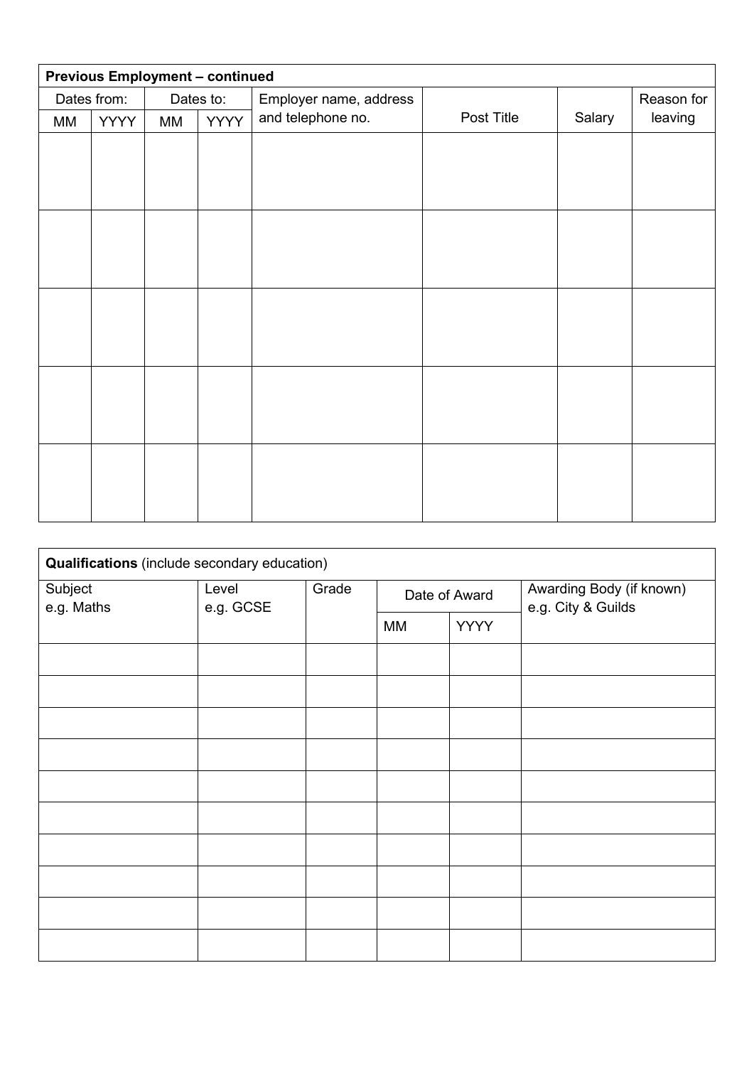| Previous Employment – continued | | | | | | | |
|---|---|---|---|---|---|---|---|
| Dates from: | | Dates to: | | Employer name, address and telephone no. | Post Title | Salary | Reason for leaving |
| MM | YYYY | MM | YYYY | | | | |
| | | | | | | | |
| | | | | | | | |
| | | | | | | | |
| | | | | | | | |
| | | | | | | | |

| **Qualifications** (include secondary education) | | | | | |
|---|---|---|---|---|---|
| Subject e.g. Maths | Level e.g. GCSE | Grade | Date of Award | | Awarding Body (if known) e.g. City & Guilds |
| | | | MM | YYYY | |
| | | | | | |
| | | | | | |
| | | | | | |
| | | | | | |
| | | | | | |
| | | | | | |
| | | | | | |
| | | | | | |
| | | | | | |
| | | | | | |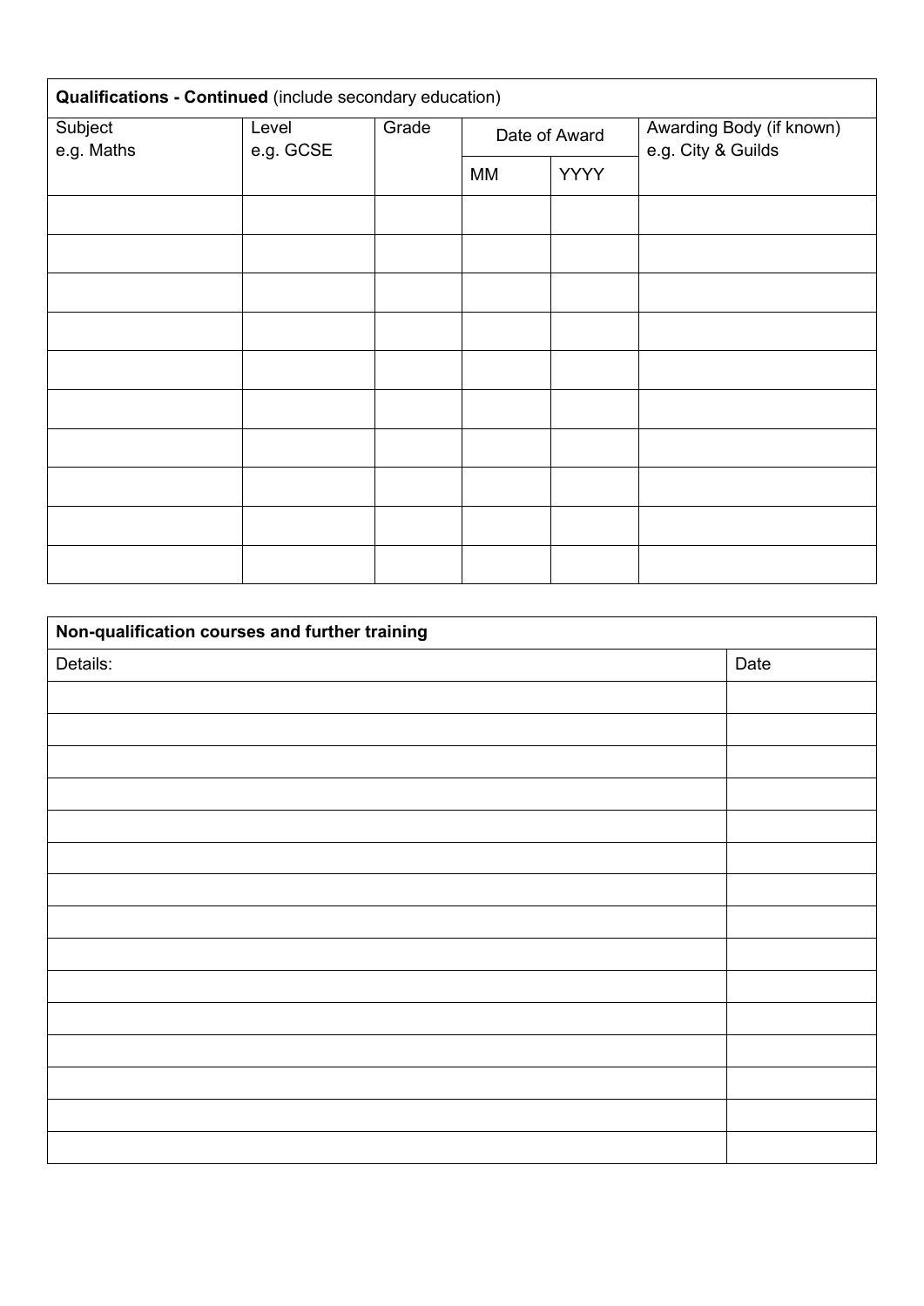| **Qualifications - Continued** (include secondary education) | | | | | |
|---|---|---|---|---|---|
| Subject<br>e.g. Maths | Level<br>e.g. GCSE | Grade | Date of Award | | Awarding Body (if known)<br>e.g. City & Guilds |
| | | | MM | YYYY | |
| | | | | | |
| | | | | | |
| | | | | | |
| | | | | | |
| | | | | | |
| | | | | | |
| | | | | | |
| | | | | | |
| | | | | | |
| | | | | | |

| **Non-qualification courses and further training** | |
|---|---|
| Details: | Date |
| | |
| | |
| | |
| | |
| | |
| | |
| | |
| | |
| | |
| | |
| | |
| | |
| | |
| | |
| | |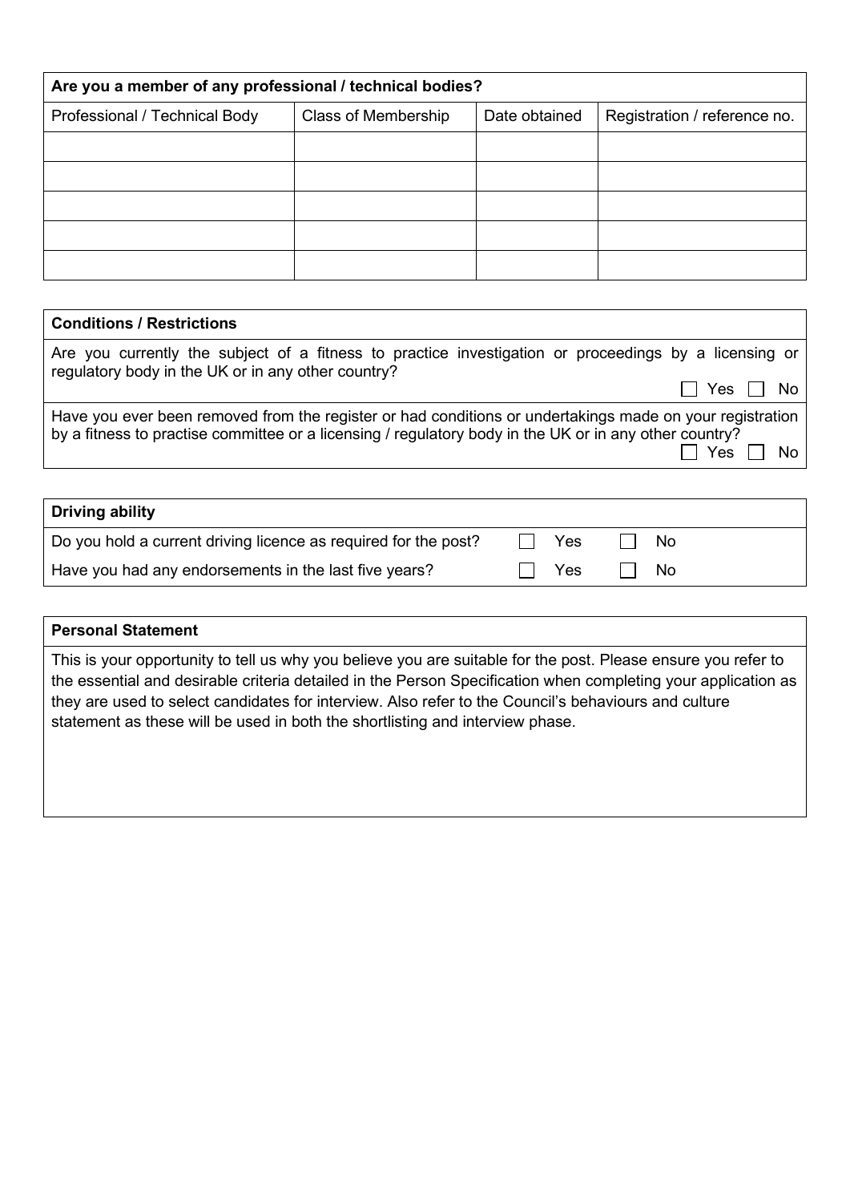| Are you a member of any professional / technical bodies? | | | |
|---|---|---|---|
| Professional / Technical Body | Class of Membership | Date obtained | Registration / reference no. |
| | | | |
| | | | |
| | | | |
| | | | |
| | | | |

**Conditions / Restrictions**

Are you currently the subject of a fitness to practice investigation or proceedings by a licensing or regulatory body in the UK or in any other country?

☐ Yes ☐ No

Have you ever been removed from the register or had conditions or undertakings made on your registration by a fitness to practise committee or a licensing / regulatory body in the UK or in any other country?

☐ Yes ☐ No

| Driving ability | | |
|---|---|---|
| Do you hold a current driving licence as required for the post? | ☐ Yes | ☐ No |
| Have you had any endorsements in the last five years? | ☐ Yes | ☐ No |

**Personal Statement**

This is your opportunity to tell us why you believe you are suitable for the post. Please ensure you refer to the essential and desirable criteria detailed in the Person Specification when completing your application as they are used to select candidates for interview. Also refer to the Council's behaviours and culture statement as these will be used in both the shortlisting and interview phase.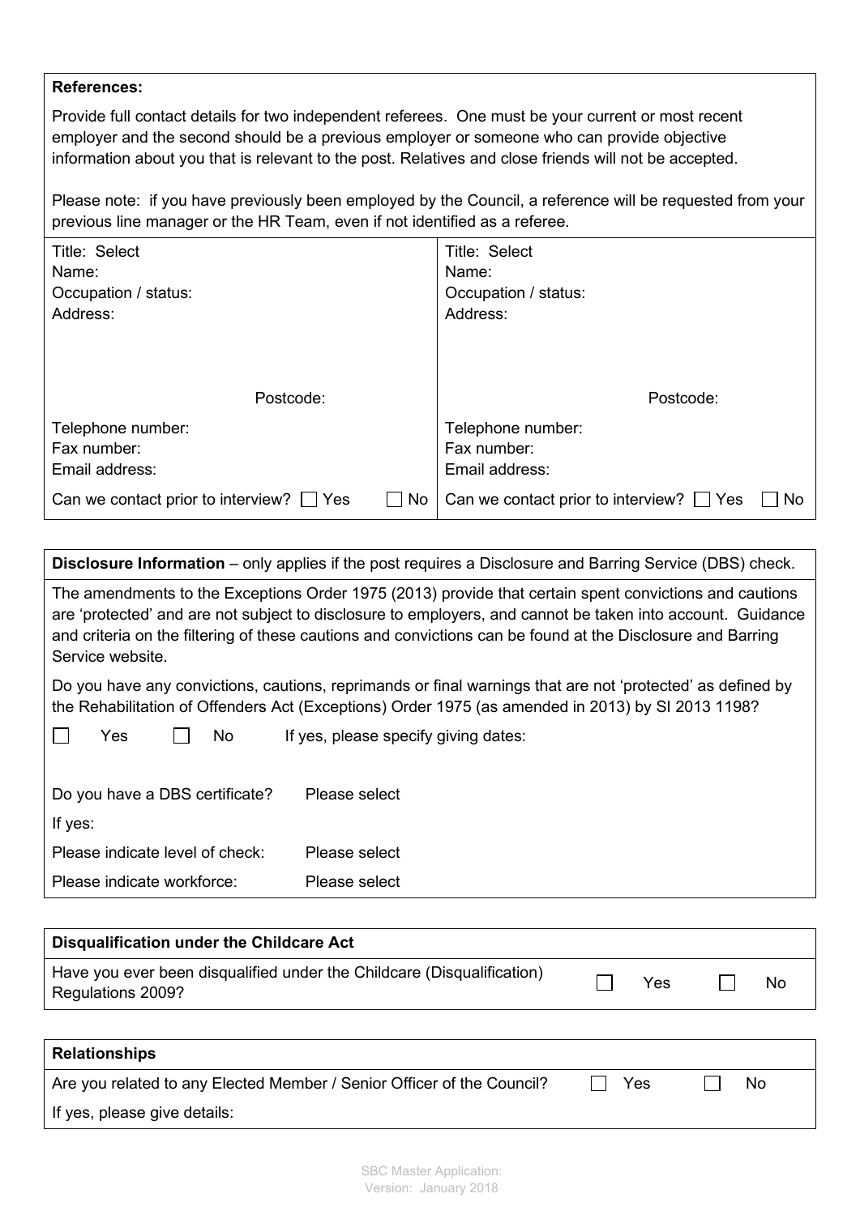**References:**

Provide full contact details for two independent referees. One must be your current or most recent employer and the second should be a previous employer or someone who can provide objective information about you that is relevant to the post. Relatives and close friends will not be accepted.

Please note: if you have previously been employed by the Council, a reference will be requested from your previous line manager or the HR Team, even if not identified as a referee.

| | |
|---|---|
| Title: Select<br>Name:<br>Occupation / status:<br>Address:<br><br>Postcode: | Title: Select<br>Name:<br>Occupation / status:<br>Address:<br><br>Postcode: |
| Telephone number:<br>Fax number:<br>Email address: | Telephone number:<br>Fax number:<br>Email address: |
| Can we contact prior to interview? ☐ Yes ☐ No | Can we contact prior to interview? ☐ Yes ☐ No |

**Disclosure Information** – only applies if the post requires a Disclosure and Barring Service (DBS) check.

The amendments to the Exceptions Order 1975 (2013) provide that certain spent convictions and cautions are 'protected' and are not subject to disclosure to employers, and cannot be taken into account. Guidance and criteria on the filtering of these cautions and convictions can be found at the Disclosure and Barring Service website.

Do you have any convictions, cautions, reprimands or final warnings that are not 'protected' as defined by the Rehabilitation of Offenders Act (Exceptions) Order 1975 (as amended in 2013) by SI 2013 1198?

☐ Yes ☐ No If yes, please specify giving dates:

Do you have a DBS certificate? Please select

If yes:

Please indicate level of check: Please select

Please indicate workforce: Please select

**Disqualification under the Childcare Act**

Have you ever been disqualified under the Childcare (Disqualification) Regulations 2009? ☐ Yes ☐ No

**Relationships**

Are you related to any Elected Member / Senior Officer of the Council? ☐ Yes ☐ No

If yes, please give details: